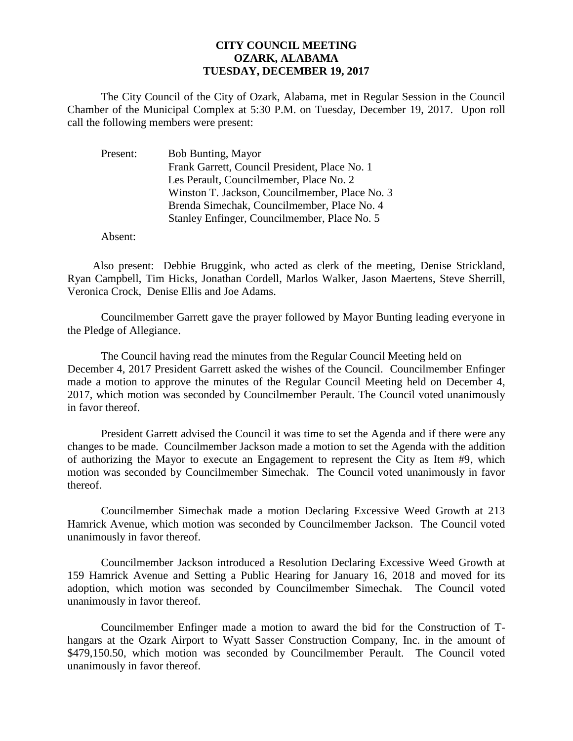**CITY COUNCIL MEETING**
**OZARK, ALABAMA**
**TUESDAY, DECEMBER 19, 2017**

The City Council of the City of Ozark, Alabama, met in Regular Session in the Council Chamber of the Municipal Complex at 5:30 P.M. on Tuesday, December 19, 2017. Upon roll call the following members were present:

Present:
- Bob Bunting, Mayor
- Frank Garrett, Council President, Place No. 1
- Les Perault, Councilmember, Place No. 2
- Winston T. Jackson, Councilmember, Place No. 3
- Brenda Simechak, Councilmember, Place No. 4
- Stanley Enfinger, Councilmember, Place No. 5

Absent:

Also present: Debbie Bruggink, who acted as clerk of the meeting, Denise Strickland, Ryan Campbell, Tim Hicks, Jonathan Cordell, Marlos Walker, Jason Maertens, Steve Sherrill, Veronica Crock, Denise Ellis and Joe Adams.

Councilmember Garrett gave the prayer followed by Mayor Bunting leading everyone in the Pledge of Allegiance.

The Council having read the minutes from the Regular Council Meeting held on December 4, 2017 President Garrett asked the wishes of the Council. Councilmember Enfinger made a motion to approve the minutes of the Regular Council Meeting held on December 4, 2017, which motion was seconded by Councilmember Perault. The Council voted unanimously in favor thereof.

President Garrett advised the Council it was time to set the Agenda and if there were any changes to be made. Councilmember Jackson made a motion to set the Agenda with the addition of authorizing the Mayor to execute an Engagement to represent the City as Item #9, which motion was seconded by Councilmember Simechak. The Council voted unanimously in favor thereof.

Councilmember Simechak made a motion Declaring Excessive Weed Growth at 213 Hamrick Avenue, which motion was seconded by Councilmember Jackson. The Council voted unanimously in favor thereof.

Councilmember Jackson introduced a Resolution Declaring Excessive Weed Growth at 159 Hamrick Avenue and Setting a Public Hearing for January 16, 2018 and moved for its adoption, which motion was seconded by Councilmember Simechak. The Council voted unanimously in favor thereof.

Councilmember Enfinger made a motion to award the bid for the Construction of T-hangars at the Ozark Airport to Wyatt Sasser Construction Company, Inc. in the amount of $479,150.50, which motion was seconded by Councilmember Perault. The Council voted unanimously in favor thereof.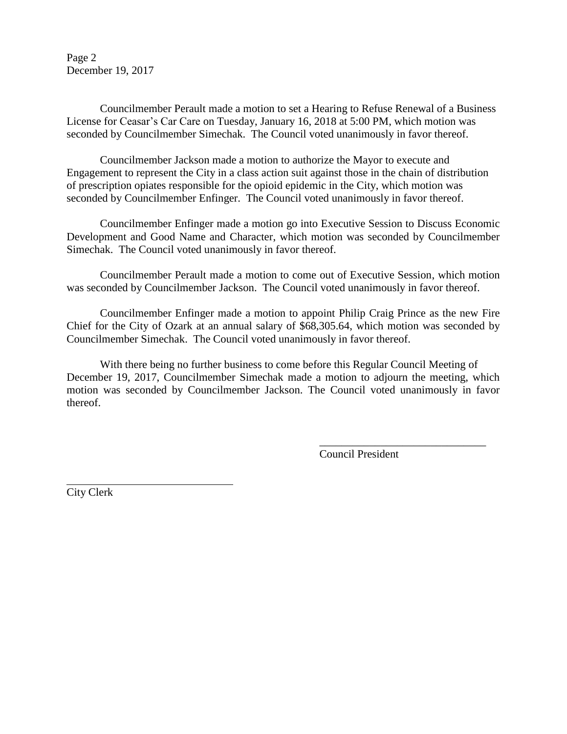Councilmember Perault made a motion to set a Hearing to Refuse Renewal of a Business License for Ceasar's Car Care on Tuesday, January 16, 2018 at 5:00 PM, which motion was seconded by Councilmember Simechak. The Council voted unanimously in favor thereof.

Councilmember Jackson made a motion to authorize the Mayor to execute and Engagement to represent the City in a class action suit against those in the chain of distribution of prescription opiates responsible for the opioid epidemic in the City, which motion was seconded by Councilmember Enfinger. The Council voted unanimously in favor thereof.

Councilmember Enfinger made a motion go into Executive Session to Discuss Economic Development and Good Name and Character, which motion was seconded by Councilmember Simechak. The Council voted unanimously in favor thereof.

Councilmember Perault made a motion to come out of Executive Session, which motion was seconded by Councilmember Jackson. The Council voted unanimously in favor thereof.

Councilmember Enfinger made a motion to appoint Philip Craig Prince as the new Fire Chief for the City of Ozark at an annual salary of $68,305.64, which motion was seconded by Councilmember Simechak. The Council voted unanimously in favor thereof.

With there being no further business to come before this Regular Council Meeting of December 19, 2017, Councilmember Simechak made a motion to adjourn the meeting, which motion was seconded by Councilmember Jackson. The Council voted unanimously in favor thereof.

\_\_\_\_\_\_\_\_\_\_\_\_\_\_\_\_\_\_\_\_\_\_\_\_\_\_\_\_\_\_

Council President

\_\_\_\_\_\_\_\_\_\_\_\_\_\_\_\_\_\_\_\_\_\_\_\_\_\_\_\_\_\_

City Clerk